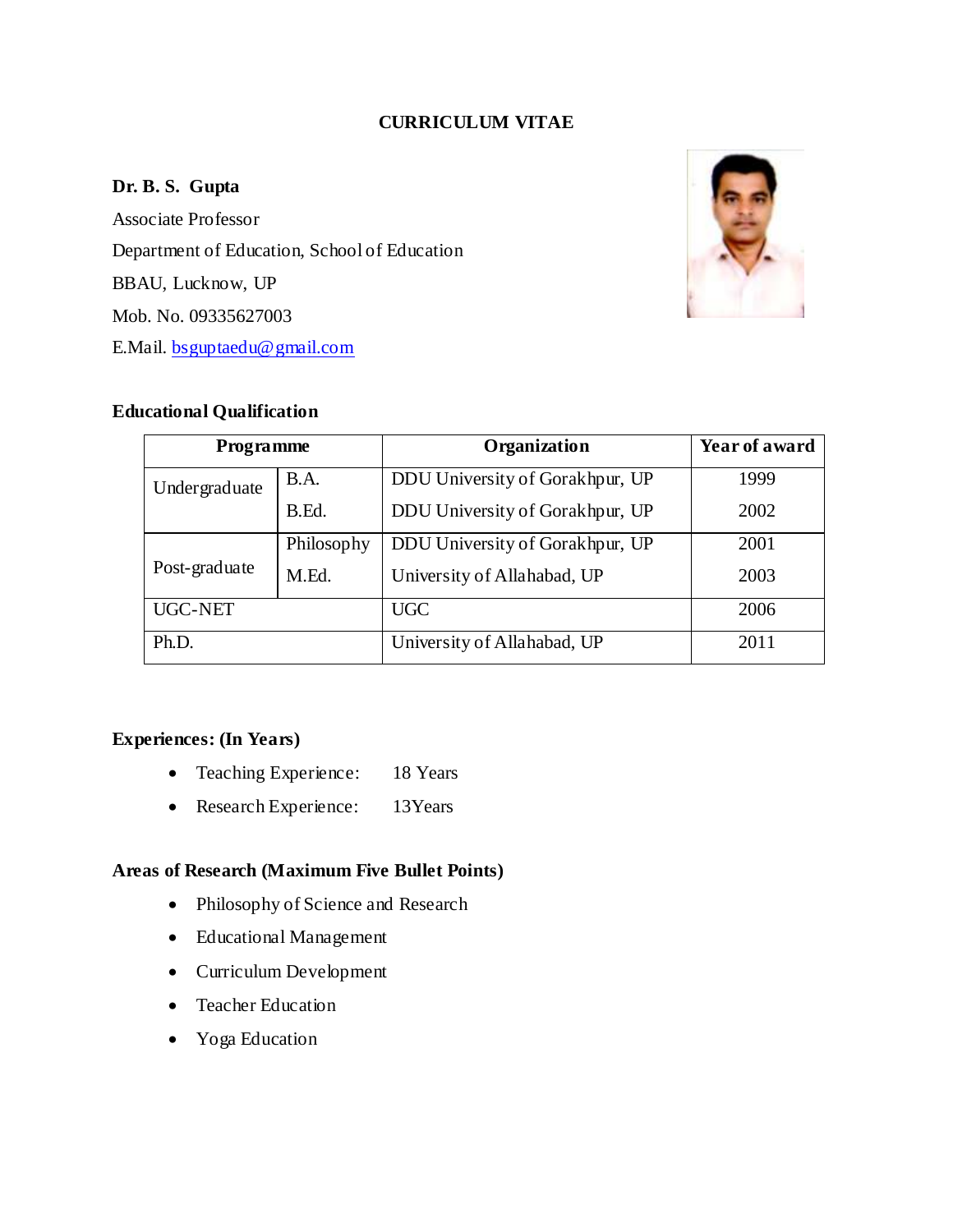# CURRICULUM VITAE

**Dr. B. S. Gupta**

Associate Professor

Department of Education, School of Education

BBAU, Lucknow, UP

Mob. No. 09335627003

E.Mail. bsguptaedu@gmail.com

## Educational Qualification

| Programme | | Organization | Year of award |
|---|---|---|---|
| Undergraduate | B.A. | DDU University of Gorakhpur, UP | 1999 |
| | B.Ed. | DDU University of Gorakhpur, UP | 2002 |
| Post-graduate | Philosophy | DDU University of Gorakhpur, UP | 2001 |
| | M.Ed. | University of Allahabad, UP | 2003 |
| UGC-NET | | UGC | 2006 |
| Ph.D. | | University of Allahabad, UP | 2011 |

## Experiences: (In Years)

- Teaching Experience: 18 Years
- Research Experience: 13Years

## Areas of Research (Maximum Five Bullet Points)

- Philosophy of Science and Research
- Educational Management
- Curriculum Development
- Teacher Education
- Yoga Education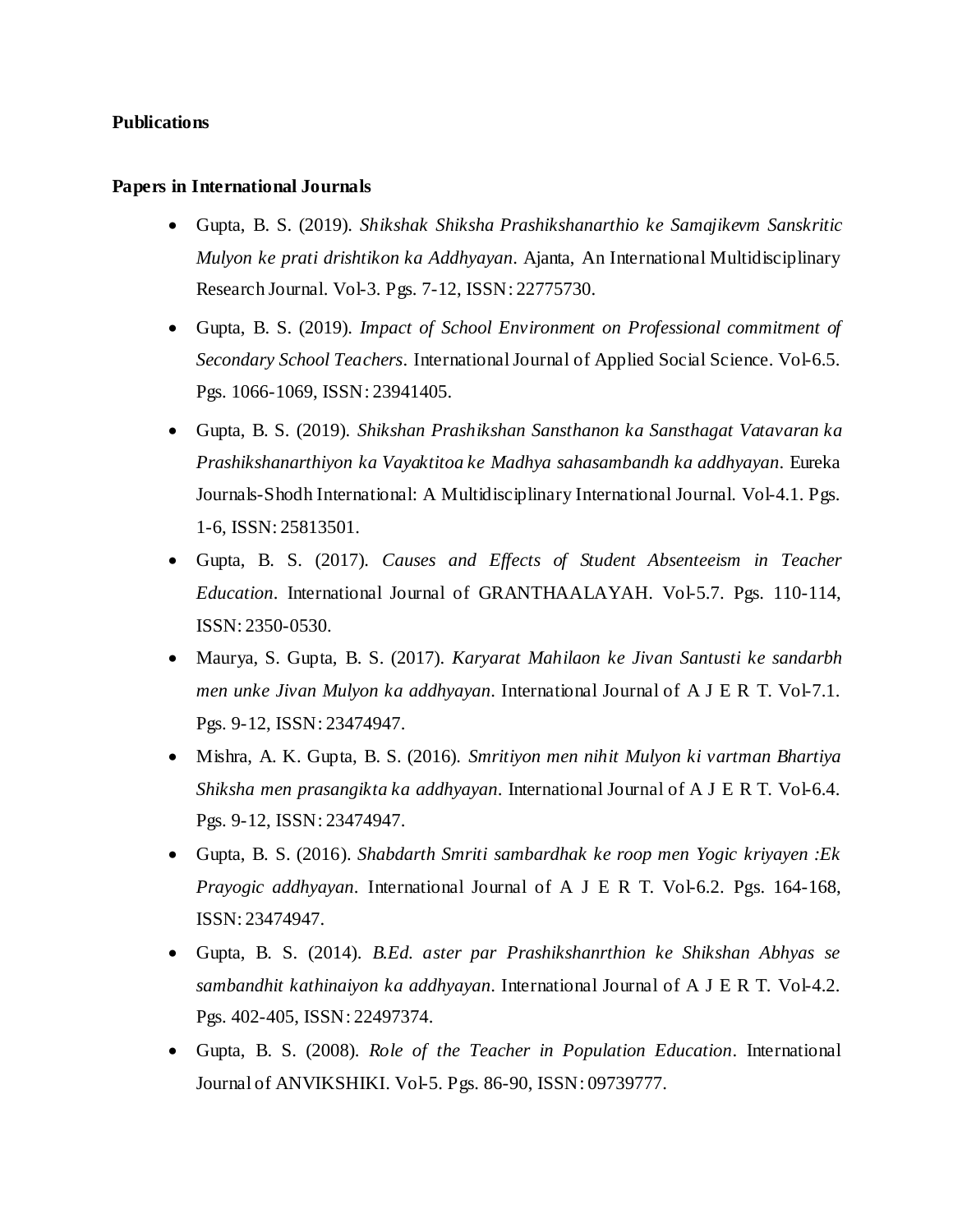**Publications**

**Papers in International Journals**

- Gupta, B. S. (2019). *Shikshak Shiksha Prashikshanarthio ke Samajikevm Sanskritic Mulyon ke prati drishtikon ka Addhyayan*. Ajanta, An International Multidisciplinary Research Journal. Vol-3. Pgs. 7-12, ISSN: 22775730.
- Gupta, B. S. (2019). *Impact of School Environment on Professional commitment of Secondary School Teachers*. International Journal of Applied Social Science. Vol-6.5. Pgs. 1066-1069, ISSN: 23941405.
- Gupta, B. S. (2019). *Shikshan Prashikshan Sansthanon ka Sansthagat Vatavaran ka Prashikshanarthiyon ka Vayaktitoa ke Madhya sahasambandh ka addhyayan*. Eureka Journals-Shodh International: A Multidisciplinary International Journal. Vol-4.1. Pgs. 1-6, ISSN: 25813501.
- Gupta, B. S. (2017). *Causes and Effects of Student Absenteeism in Teacher Education*. International Journal of GRANTHAALAYAH. Vol-5.7. Pgs. 110-114, ISSN: 2350-0530.
- Maurya, S. Gupta, B. S. (2017). *Karyarat Mahilaon ke Jivan Santusti ke sandarbh men unke Jivan Mulyon ka addhyayan*. International Journal of A J E R T. Vol-7.1. Pgs. 9-12, ISSN: 23474947.
- Mishra, A. K. Gupta, B. S. (2016). *Smritiyon men nihit Mulyon ki vartman Bhartiya Shiksha men prasangikta ka addhyayan*. International Journal of A J E R T. Vol-6.4. Pgs. 9-12, ISSN: 23474947.
- Gupta, B. S. (2016). *Shabdarth Smriti sambardhak ke roop men Yogic kriyayen :Ek Prayogic addhyayan*. International Journal of A J E R T. Vol-6.2. Pgs. 164-168, ISSN: 23474947.
- Gupta, B. S. (2014). *B.Ed. aster par Prashikshanrthion ke Shikshan Abhyas se sambandhit kathinaiyon ka addhyayan*. International Journal of A J E R T. Vol-4.2. Pgs. 402-405, ISSN: 22497374.
- Gupta, B. S. (2008). *Role of the Teacher in Population Education*. International Journal of ANVIKSHIKI. Vol-5. Pgs. 86-90, ISSN: 09739777.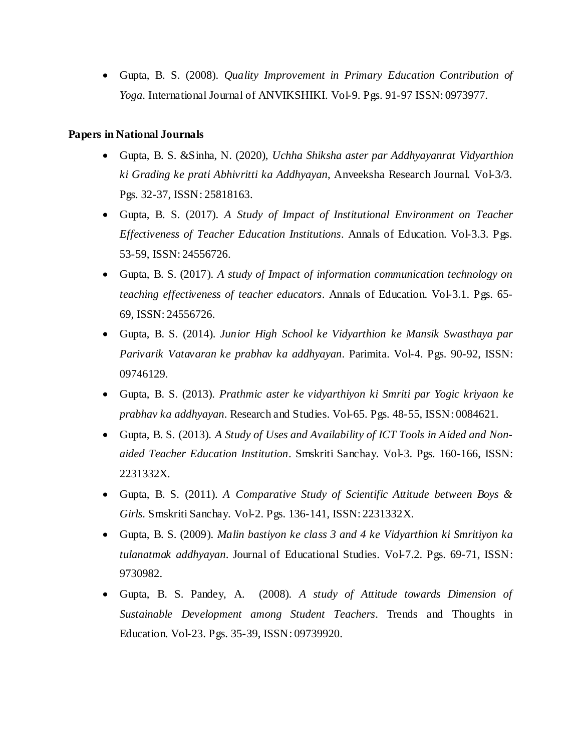- Gupta, B. S. (2008). *Quality Improvement in Primary Education Contribution of Yoga*. International Journal of ANVIKSHIKI. Vol-9. Pgs. 91-97 ISSN: 0973977.

**Papers in National Journals**

- Gupta, B. S. &Sinha, N. (2020), *Uchha Shiksha aster par Addhyayanrat Vidyarthion ki Grading ke prati Abhivritti ka Addhyayan*, Anveeksha Research Journal. Vol-3/3. Pgs. 32-37, ISSN: 25818163.
- Gupta, B. S. (2017). *A Study of Impact of Institutional Environment on Teacher Effectiveness of Teacher Education Institutions*. Annals of Education. Vol-3.3. Pgs. 53-59, ISSN: 24556726.
- Gupta, B. S. (2017). *A study of Impact of information communication technology on teaching effectiveness of teacher educators*. Annals of Education. Vol-3.1. Pgs. 65-69, ISSN: 24556726.
- Gupta, B. S. (2014). *Junior High School ke Vidyarthion ke Mansik Swasthaya par Parivarik Vatavaran ke prabhav ka addhyayan*. Parimita. Vol-4. Pgs. 90-92, ISSN: 09746129.
- Gupta, B. S. (2013). *Prathmic aster ke vidyarthiyon ki Smriti par Yogic kriyaon ke prabhav ka addhyayan*. Research and Studies. Vol-65. Pgs. 48-55, ISSN: 0084621.
- Gupta, B. S. (2013). *A Study of Uses and Availability of ICT Tools in Aided and Non-aided Teacher Education Institution*. Smskriti Sanchay. Vol-3. Pgs. 160-166, ISSN: 2231332X.
- Gupta, B. S. (2011). *A Comparative Study of Scientific Attitude between Boys & Girls*. Smskriti Sanchay. Vol-2. Pgs. 136-141, ISSN: 2231332X.
- Gupta, B. S. (2009). *Malin bastiyon ke class 3 and 4 ke Vidyarthion ki Smritiyon ka tulanatmak addhyayan*. Journal of Educational Studies. Vol-7.2. Pgs. 69-71, ISSN: 9730982.
- Gupta, B. S. Pandey, A. (2008). *A study of Attitude towards Dimension of Sustainable Development among Student Teachers*. Trends and Thoughts in Education. Vol-23. Pgs. 35-39, ISSN: 09739920.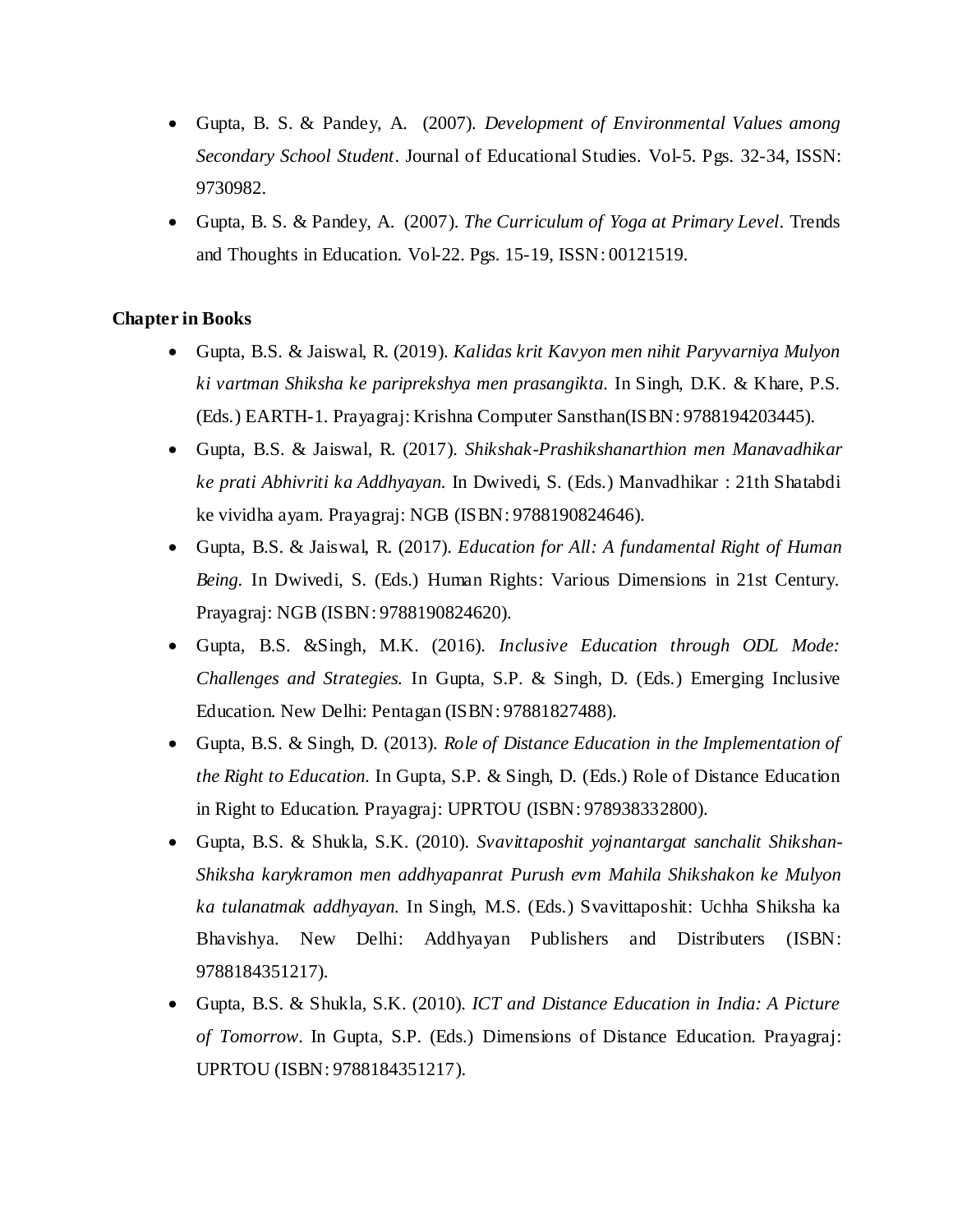- Gupta, B. S. & Pandey, A. (2007). *Development of Environmental Values among Secondary School Student*. Journal of Educational Studies. Vol-5. Pgs. 32-34, ISSN: 9730982.
- Gupta, B. S. & Pandey, A. (2007). *The Curriculum of Yoga at Primary Level*. Trends and Thoughts in Education. Vol-22. Pgs. 15-19, ISSN: 00121519.

**Chapter in Books**

- Gupta, B.S. & Jaiswal, R. (2019). *Kalidas krit Kavyon men nihit Paryvarniya Mulyon ki vartman Shiksha ke pariprekshya men prasangikta.* In Singh, D.K. & Khare, P.S. (Eds.) EARTH-1. Prayagraj: Krishna Computer Sansthan(ISBN: 9788194203445).
- Gupta, B.S. & Jaiswal, R. (2017). *Shikshak-Prashikshanarthion men Manavadhikar ke prati Abhivriti ka Addhyayan.* In Dwivedi, S. (Eds.) Manvadhikar : 21th Shatabdi ke vividha ayam. Prayagraj: NGB (ISBN: 9788190824646).
- Gupta, B.S. & Jaiswal, R. (2017). *Education for All: A fundamental Right of Human Being.* In Dwivedi, S. (Eds.) Human Rights: Various Dimensions in 21st Century. Prayagraj: NGB (ISBN: 9788190824620).
- Gupta, B.S. &Singh, M.K. (2016). *Inclusive Education through ODL Mode: Challenges and Strategies.* In Gupta, S.P. & Singh, D. (Eds.) Emerging Inclusive Education. New Delhi: Pentagan (ISBN: 97881827488).
- Gupta, B.S. & Singh, D. (2013). *Role of Distance Education in the Implementation of the Right to Education.* In Gupta, S.P. & Singh, D. (Eds.) Role of Distance Education in Right to Education. Prayagraj: UPRTOU (ISBN: 978938332800).
- Gupta, B.S. & Shukla, S.K. (2010). *Svavittaposhit yojnantargat sanchalit Shikshan-Shiksha karykramon men addhyapanrat Purush evm Mahila Shikshakon ke Mulyon ka tulanatmak addhyayan.* In Singh, M.S. (Eds.) Svavittaposhit: Uchha Shiksha ka Bhavishya. New Delhi: Addhyayan Publishers and Distributers (ISBN: 9788184351217).
- Gupta, B.S. & Shukla, S.K. (2010). *ICT and Distance Education in India: A Picture of Tomorrow*. In Gupta, S.P. (Eds.) Dimensions of Distance Education. Prayagraj: UPRTOU (ISBN: 9788184351217).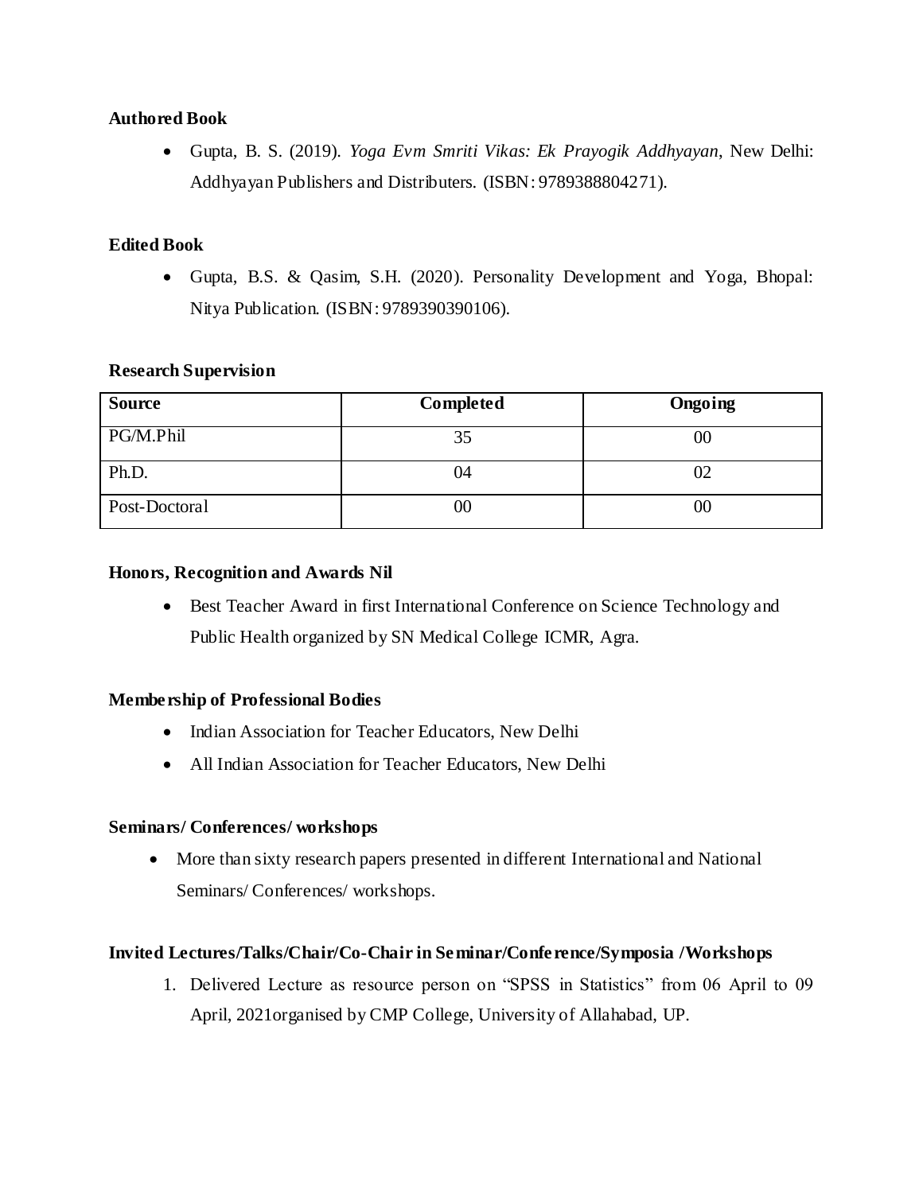**Authored Book**

- Gupta, B. S. (2019). *Yoga Evm Smriti Vikas: Ek Prayogik Addhyayan*, New Delhi: Addhyayan Publishers and Distributers. (ISBN: 9789388804271).

**Edited Book**

- Gupta, B.S. & Qasim, S.H. (2020). Personality Development and Yoga, Bhopal: Nitya Publication. (ISBN: 9789390390106).

**Research Supervision**

| Source | Completed | Ongoing |
|---|---|---|
| PG/M.Phil | 35 | 00 |
| Ph.D. | 04 | 02 |
| Post-Doctoral | 00 | 00 |

**Honors, Recognition and Awards Nil**

- Best Teacher Award in first International Conference on Science Technology and Public Health organized by SN Medical College ICMR, Agra.

**Membership of Professional Bodies**

- Indian Association for Teacher Educators, New Delhi
- All Indian Association for Teacher Educators, New Delhi

**Seminars/ Conferences/ workshops**

- More than sixty research papers presented in different International and National Seminars/ Conferences/ workshops.

**Invited Lectures/Talks/Chair/Co-Chair in Seminar/Conference/Symposia /Workshops**

1. Delivered Lecture as resource person on "SPSS in Statistics" from 06 April to 09 April, 2021organised by CMP College, University of Allahabad, UP.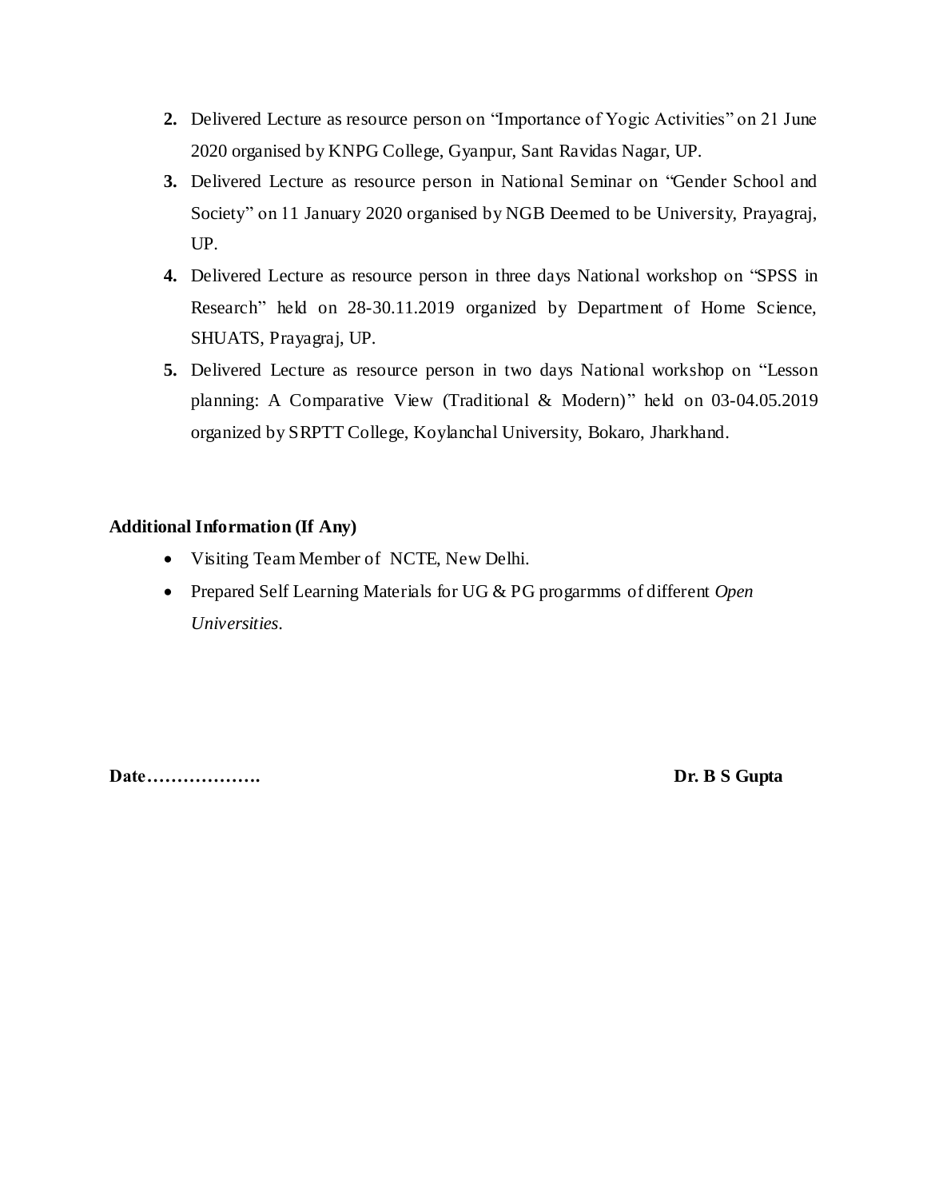2. Delivered Lecture as resource person on "Importance of Yogic Activities" on 21 June 2020 organised by KNPG College, Gyanpur, Sant Ravidas Nagar, UP.
3. Delivered Lecture as resource person in National Seminar on "Gender School and Society" on 11 January 2020 organised by NGB Deemed to be University, Prayagraj, UP.
4. Delivered Lecture as resource person in three days National workshop on "SPSS in Research" held on 28-30.11.2019 organized by Department of Home Science, SHUATS, Prayagraj, UP.
5. Delivered Lecture as resource person in two days National workshop on "Lesson planning: A Comparative View (Traditional & Modern)" held on 03-04.05.2019 organized by SRPTT College, Koylanchal University, Bokaro, Jharkhand.

**Additional Information (If Any)**

- Visiting Team Member of NCTE, New Delhi.
- Prepared Self Learning Materials for UG & PG progarmms of different *Open Universities*.

**Date……………….** **Dr. B S Gupta**